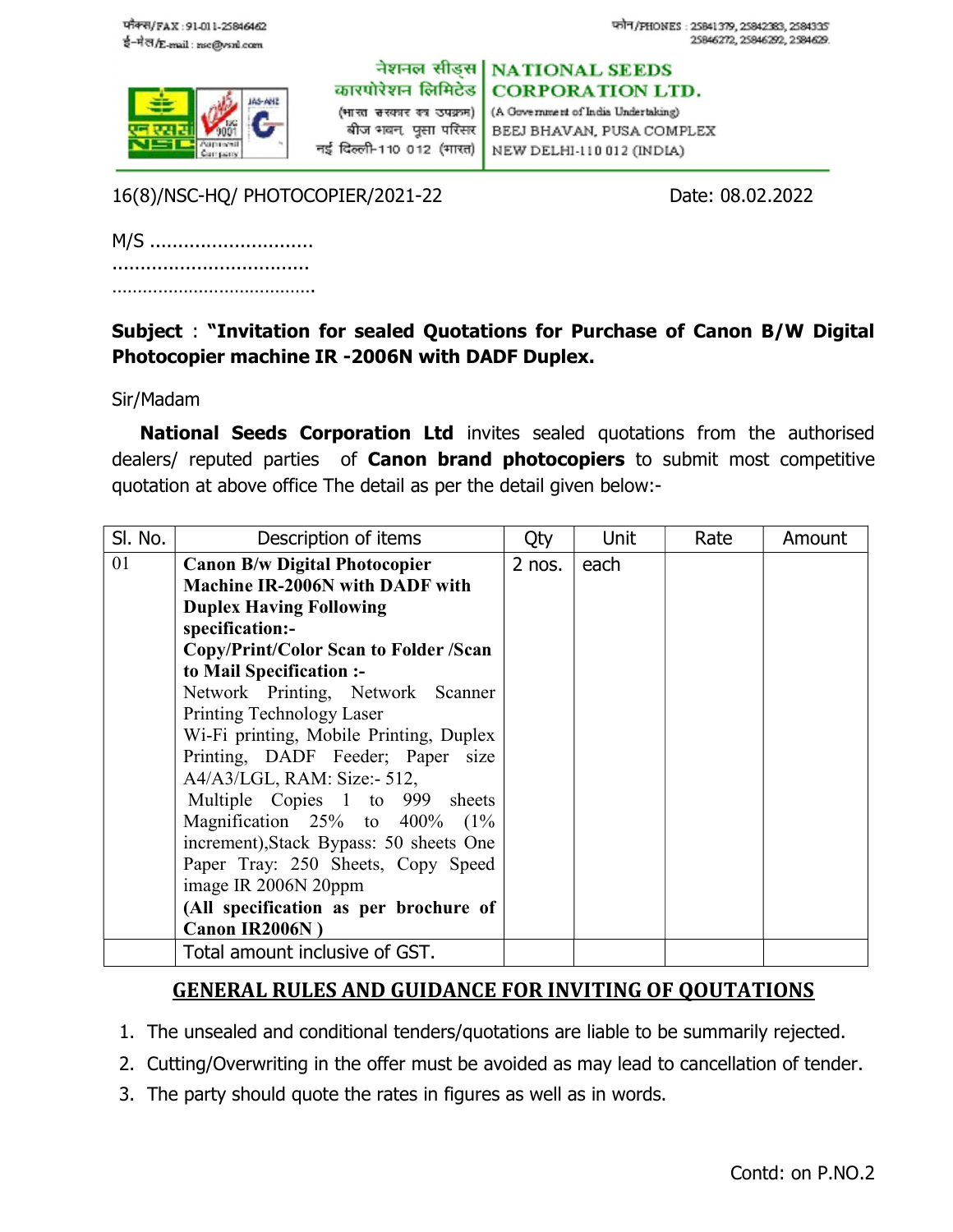फैक्स/FAX : 91-011-25846462
ई-मेल/E-mail : nsc@nsl.com

फोन/PHONES : 25841379, 25842383, 2584335
25846272, 25846292, 2584629

नेशनल सीड्स कारपोरेशन लिमिटेड
(भारत सरकार का उपक्रम)
बीज भवन, पूसा परिसर
नई दिल्ली-110 012 (भारत)

**NATIONAL SEEDS CORPORATION LTD.**
(A Government of India Undertaking)
BEEJ BHAVAN, PUSA COMPLEX
NEW DELHI-110 012 (INDIA)

16(8)/NSC-HQ/ PHOTOCOPIER/2021-22 Date: 08.02.2022

M/S .............................
...................................
........................................

**Subject : "Invitation for sealed Quotations for Purchase of Canon B/W Digital Photocopier machine IR -2006N with DADF Duplex.**

Sir/Madam

**National Seeds Corporation Ltd** invites sealed quotations from the authorised dealers/ reputed parties of **Canon brand photocopiers** to submit most competitive quotation at above office The detail as per the detail given below:-

| Sl. No. | Description of items | Qty | Unit | Rate | Amount |
|---|---|---|---|---|---|
| 01 | **Canon B/w Digital Photocopier Machine IR-2006N with DADF with Duplex Having Following specification:-** **Copy/Print/Color Scan to Folder /Scan to Mail Specification :-** Network Printing, Network Scanner Printing Technology Laser Wi-Fi printing, Mobile Printing, Duplex Printing, DADF Feeder; Paper size A4/A3/LGL, RAM: Size:- 512, Multiple Copies 1 to 999 sheets Magnification 25% to 400% (1% increment),Stack Bypass: 50 sheets One Paper Tray: 250 Sheets, Copy Speed image IR 2006N 20ppm **(All specification as per brochure of Canon IR2006N )** | 2 nos. | each | | |
| | Total amount inclusive of GST. | | | | |

## GENERAL RULES AND GUIDANCE FOR INVITING OF QOUTATIONS

1. The unsealed and conditional tenders/quotations are liable to be summarily rejected.
2. Cutting/Overwriting in the offer must be avoided as may lead to cancellation of tender.
3. The party should quote the rates in figures as well as in words.

Contd: on P.NO.2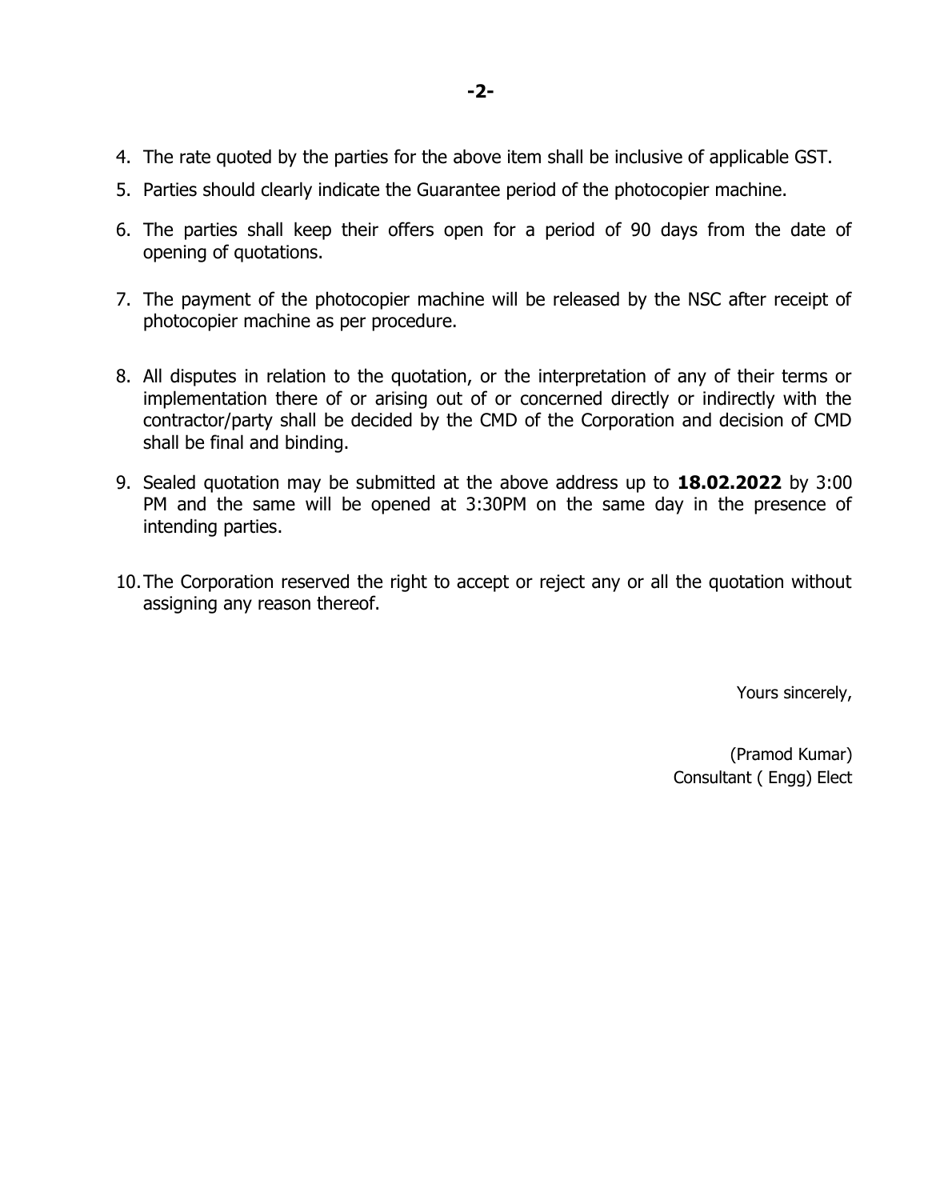4. The rate quoted by the parties for the above item shall be inclusive of applicable GST.
5. Parties should clearly indicate the Guarantee period of the photocopier machine.
6. The parties shall keep their offers open for a period of 90 days from the date of opening of quotations.
7. The payment of the photocopier machine will be released by the NSC after receipt of photocopier machine as per procedure.
8. All disputes in relation to the quotation, or the interpretation of any of their terms or implementation there of or arising out of or concerned directly or indirectly with the contractor/party shall be decided by the CMD of the Corporation and decision of CMD shall be final and binding.
9. Sealed quotation may be submitted at the above address up to **18.02.2022** by 3:00 PM and the same will be opened at 3:30PM on the same day in the presence of intending parties.
10. The Corporation reserved the right to accept or reject any or all the quotation without assigning any reason thereof.

Yours sincerely,

(Pramod Kumar)
Consultant ( Engg) Elect